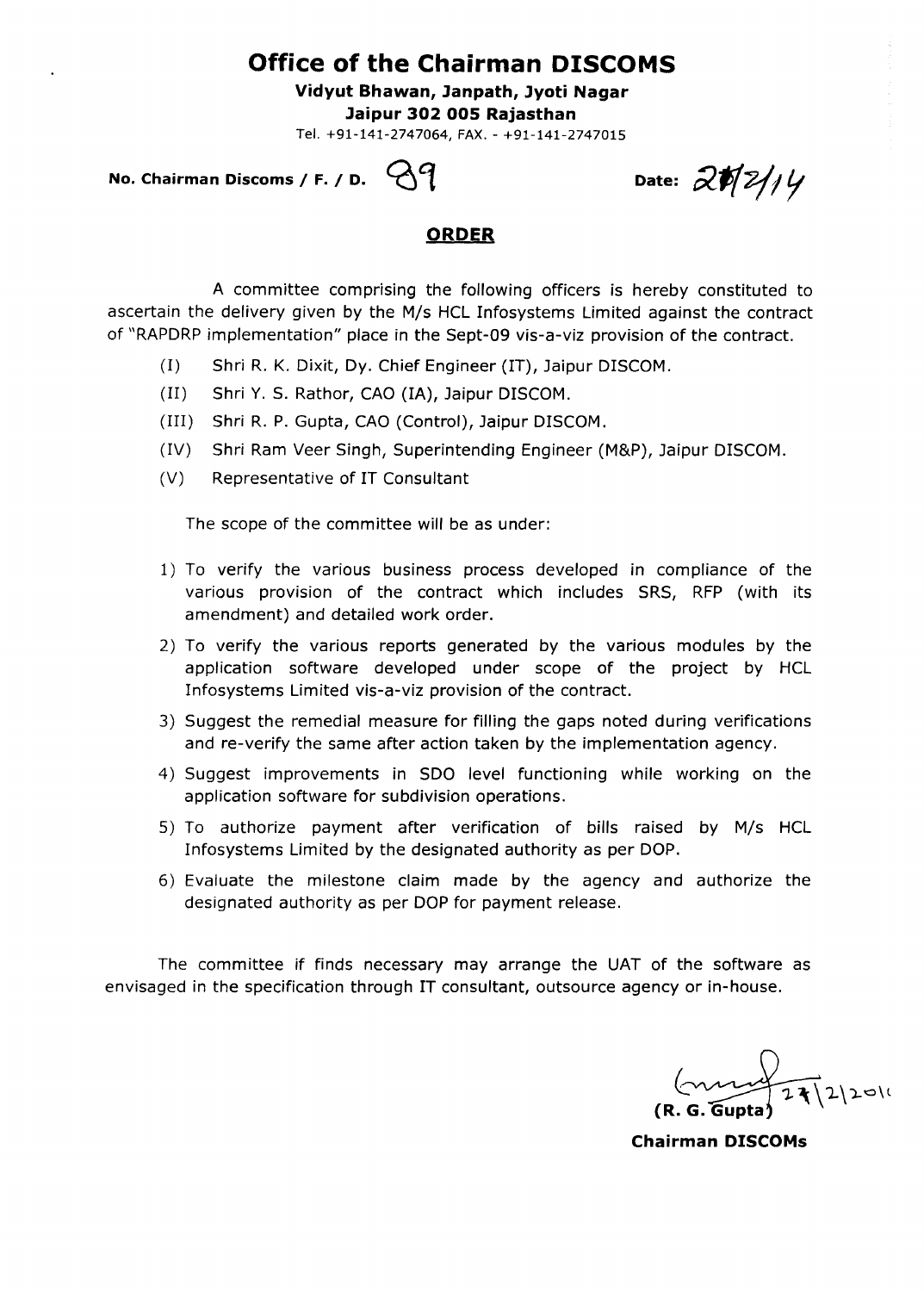# Office of the Chairman DISCOMS

**Vidyut Bhawan, Janpath, Jyoti Nagar**

**Jaipur 302 005 Rajasthan**

Tel. +91-141-2747064, FAX. - +91-141-2747015

**No. Chairman Discoms / F. / D.** 89 **Date:** 27/2/14

## ORDER

A committee comprising the following officers is hereby constituted to ascertain the delivery given by the M/s HCL Infosystems Limited against the contract of "RAPDRP implementation" place in the Sept-09 vis-a-viz provision of the contract.

(I) Shri R. K. Dixit, Dy. Chief Engineer (IT), Jaipur DISCOM.

(II) Shri Y. S. Rathor, CAO (IA), Jaipur DISCOM.

(III) Shri R. P. Gupta, CAO (Control), Jaipur DISCOM.

(IV) Shri Ram Veer Singh, Superintending Engineer (M&P), Jaipur DISCOM.

(V) Representative of IT Consultant

The scope of the committee will be as under:

1) To verify the various business process developed in compliance of the various provision of the contract which includes SRS, RFP (with its amendment) and detailed work order.
2) To verify the various reports generated by the various modules by the application software developed under scope of the project by HCL Infosystems Limited vis-a-viz provision of the contract.
3) Suggest the remedial measure for filling the gaps noted during verifications and re-verify the same after action taken by the implementation agency.
4) Suggest improvements in SDO level functioning while working on the application software for subdivision operations.
5) To authorize payment after verification of bills raised by M/s HCL Infosystems Limited by the designated authority as per DOP.
6) Evaluate the milestone claim made by the agency and authorize the designated authority as per DOP for payment release.

The committee if finds necessary may arrange the UAT of the software as envisaged in the specification through IT consultant, outsource agency or in-house.

27/2/2014

**(R. G. Gupta)**

**Chairman DISCOMs**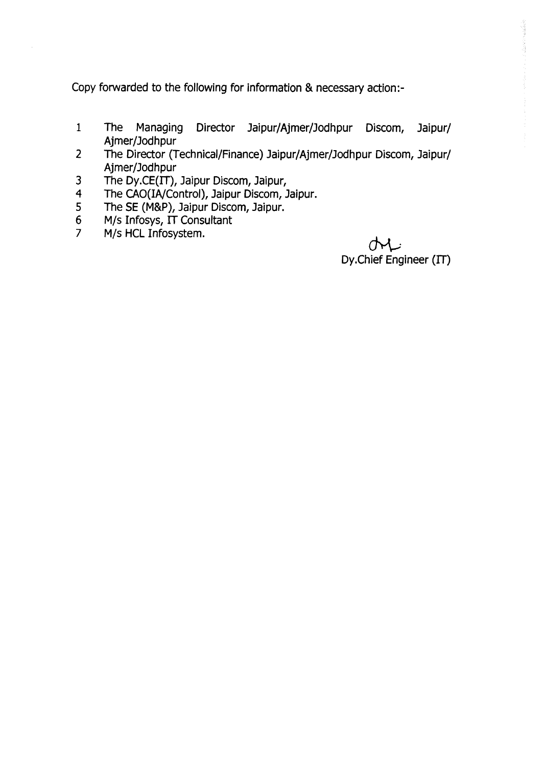Copy forwarded to the following for information & necessary action:-

1. The Managing Director Jaipur/Ajmer/Jodhpur Discom, Jaipur/Ajmer/Jodhpur
2. The Director (Technical/Finance) Jaipur/Ajmer/Jodhpur Discom, Jaipur/Ajmer/Jodhpur
3. The Dy.CE(IT), Jaipur Discom, Jaipur,
4. The CAO(IA/Control), Jaipur Discom, Jaipur.
5. The SE (M&P), Jaipur Discom, Jaipur.
6. M/s Infosys, IT Consultant
7. M/s HCL Infosystem.

Dy.Chief Engineer (IT)